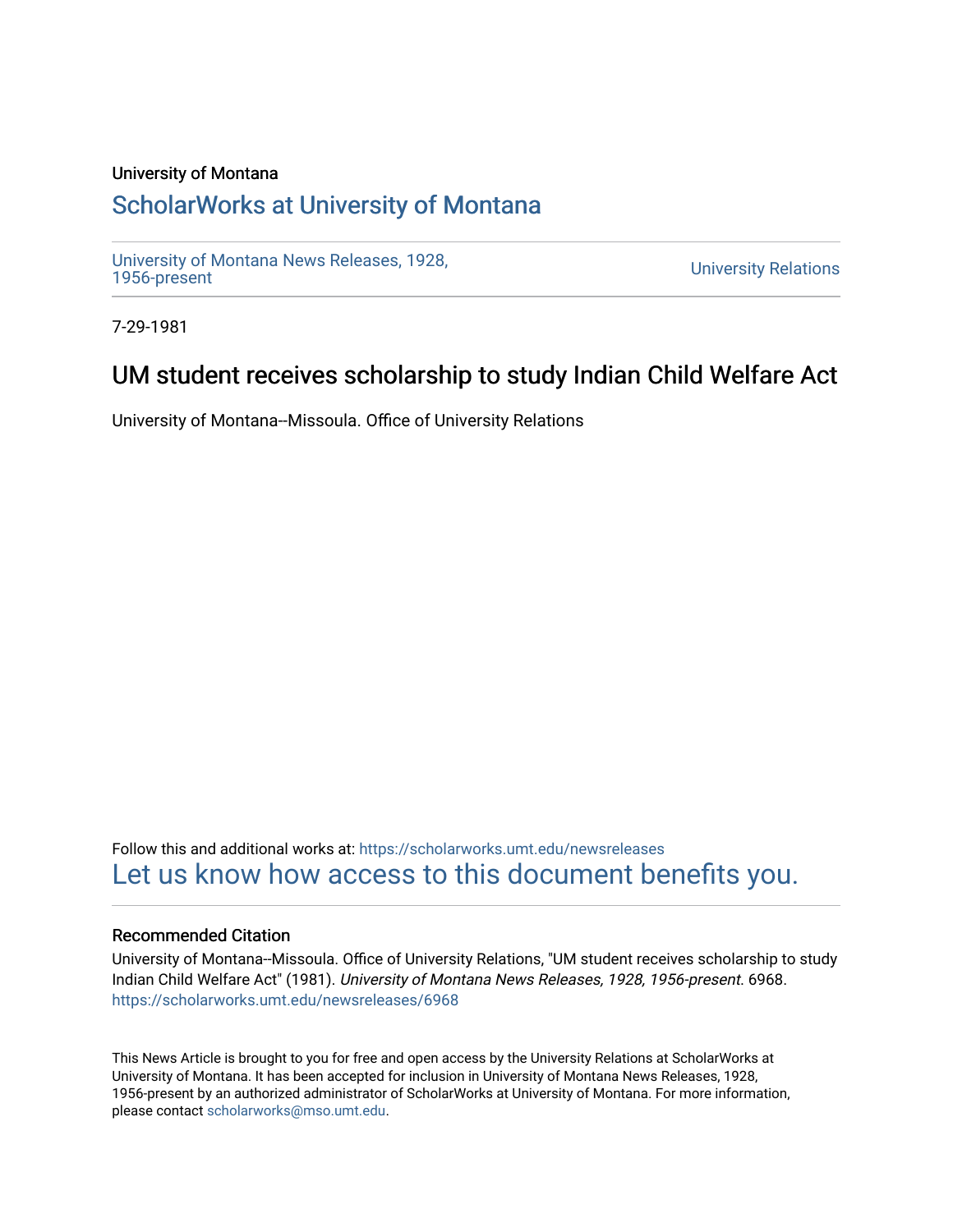University of Montana

# ScholarWorks at University of Montana

University of Montana News Releases, 1928, 1956-present

University Relations

7-29-1981

## UM student receives scholarship to study Indian Child Welfare Act

University of Montana--Missoula. Office of University Relations

Follow this and additional works at: https://scholarworks.umt.edu/newsreleases

Let us know how access to this document benefits you.

### Recommended Citation

University of Montana--Missoula. Office of University Relations, "UM student receives scholarship to study Indian Child Welfare Act" (1981). *University of Montana News Releases, 1928, 1956-present*. 6968.
https://scholarworks.umt.edu/newsreleases/6968

This News Article is brought to you for free and open access by the University Relations at ScholarWorks at University of Montana. It has been accepted for inclusion in University of Montana News Releases, 1928, 1956-present by an authorized administrator of ScholarWorks at University of Montana. For more information, please contact scholarworks@mso.umt.edu.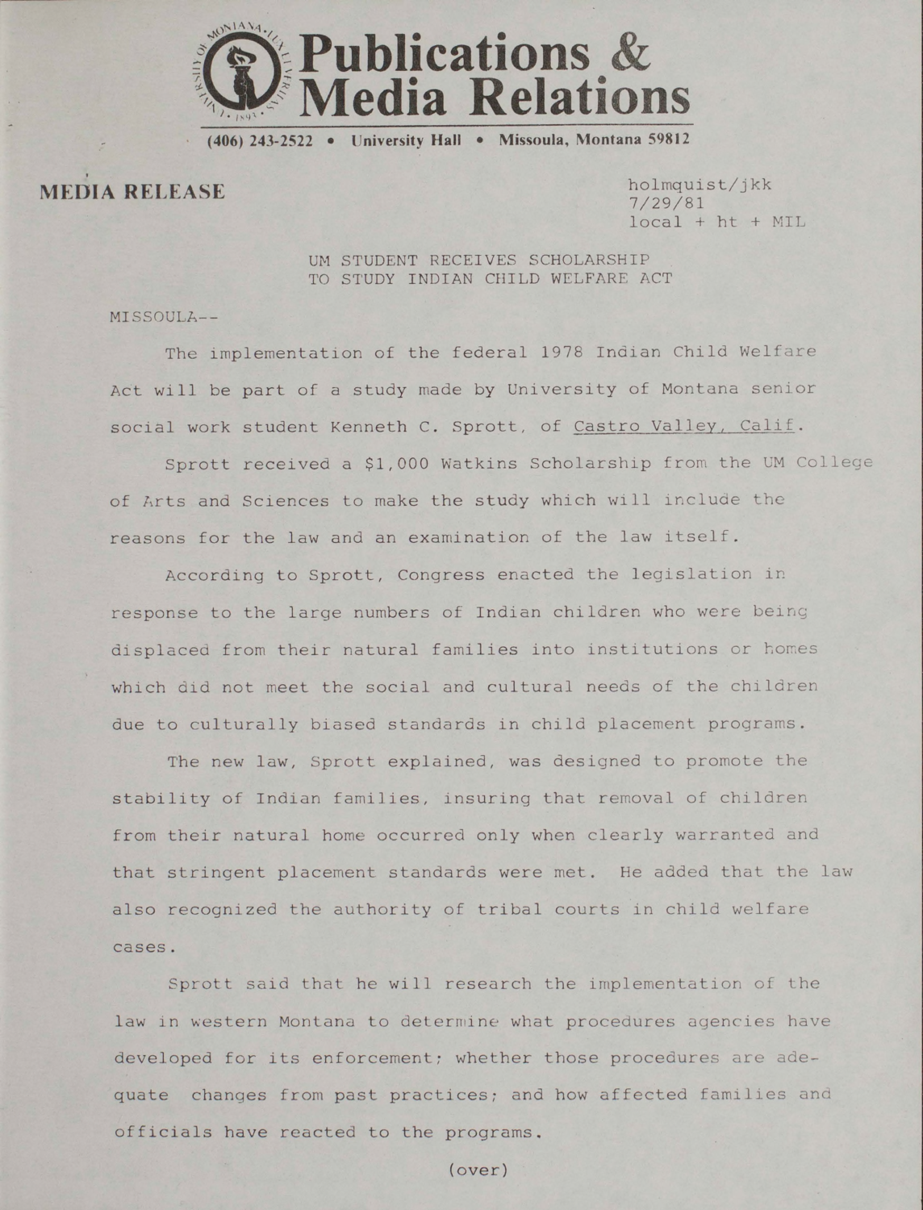# Publications & Media Relations

(406) 243-2522 • University Hall • Missoula, Montana 59812

**MEDIA RELEASE**

holmquist/jkk
7/29/81
local + ht + MIL

UM STUDENT RECEIVES SCHOLARSHIP
TO STUDY INDIAN CHILD WELFARE ACT

MISSOULA--

The implementation of the federal 1978 Indian Child Welfare Act will be part of a study made by University of Montana senior social work student Kenneth C. Sprott, of Castro Valley, Calif.

Sprott received a $1,000 Watkins Scholarship from the UM College of Arts and Sciences to make the study which will include the reasons for the law and an examination of the law itself.

According to Sprott, Congress enacted the legislation in response to the large numbers of Indian children who were being displaced from their natural families into institutions or homes which did not meet the social and cultural needs of the children due to culturally biased standards in child placement programs.

The new law, Sprott explained, was designed to promote the stability of Indian families, insuring that removal of children from their natural home occurred only when clearly warranted and that stringent placement standards were met. He added that the law also recognized the authority of tribal courts in child welfare cases.

Sprott said that he will research the implementation of the law in western Montana to determine what procedures agencies have developed for its enforcement; whether those procedures are adequate changes from past practices; and how affected families and officials have reacted to the programs.

(over)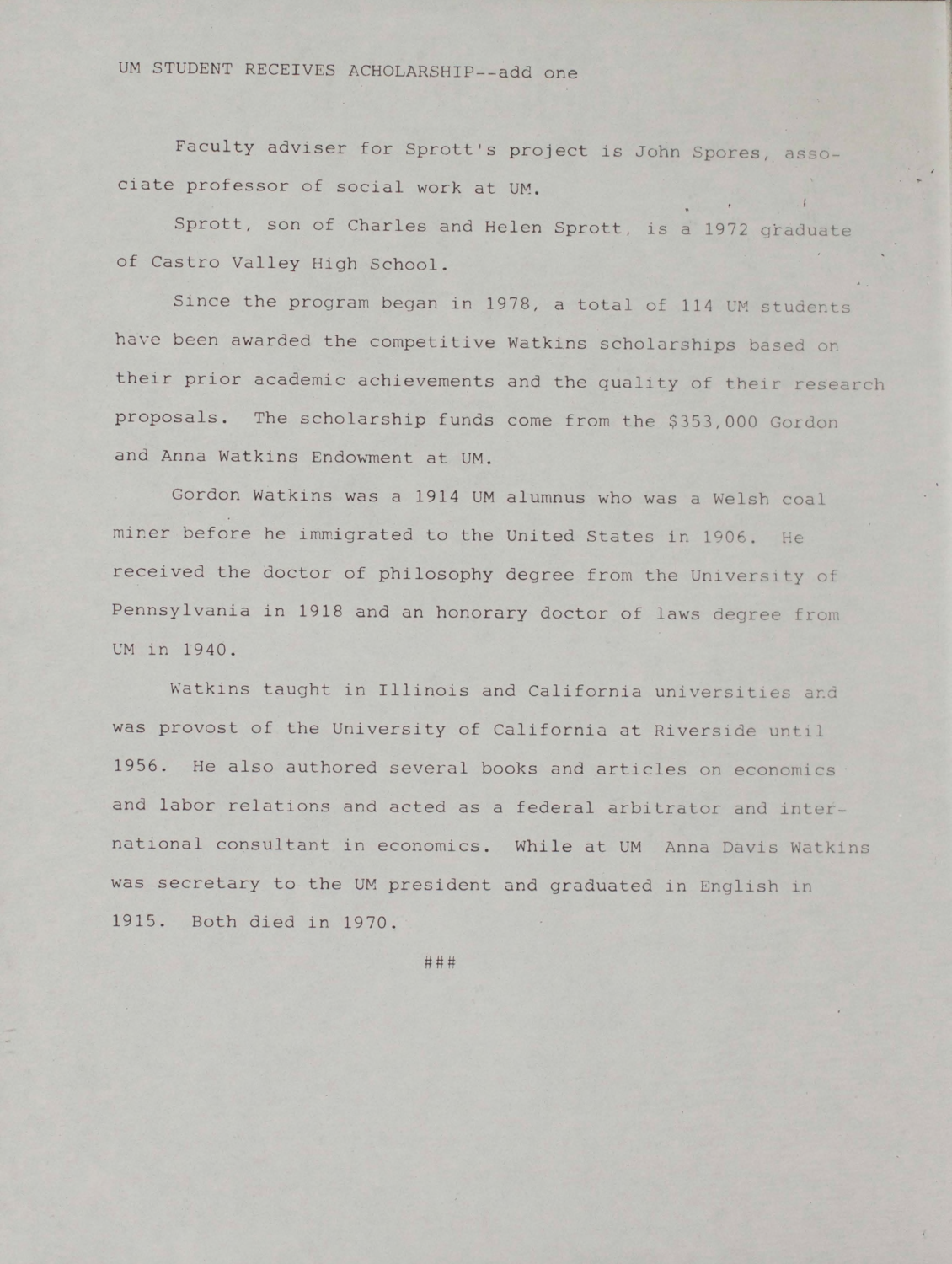UM STUDENT RECEIVES ACHOLARSHIP--add one

Faculty adviser for Sprott's project is John Spores, associate professor of social work at UM.

Sprott, son of Charles and Helen Sprott, is a 1972 graduate of Castro Valley High School.

Since the program began in 1978, a total of 114 UM students have been awarded the competitive Watkins scholarships based on their prior academic achievements and the quality of their research proposals. The scholarship funds come from the $353,000 Gordon and Anna Watkins Endowment at UM.

Gordon Watkins was a 1914 UM alumnus who was a Welsh coal miner before he immigrated to the United States in 1906. He received the doctor of philosophy degree from the University of Pennsylvania in 1918 and an honorary doctor of laws degree from UM in 1940.

Watkins taught in Illinois and California universities and was provost of the University of California at Riverside until 1956. He also authored several books and articles on economics and labor relations and acted as a federal arbitrator and international consultant in economics. While at UM Anna Davis Watkins was secretary to the UM president and graduated in English in 1915. Both died in 1970.

###